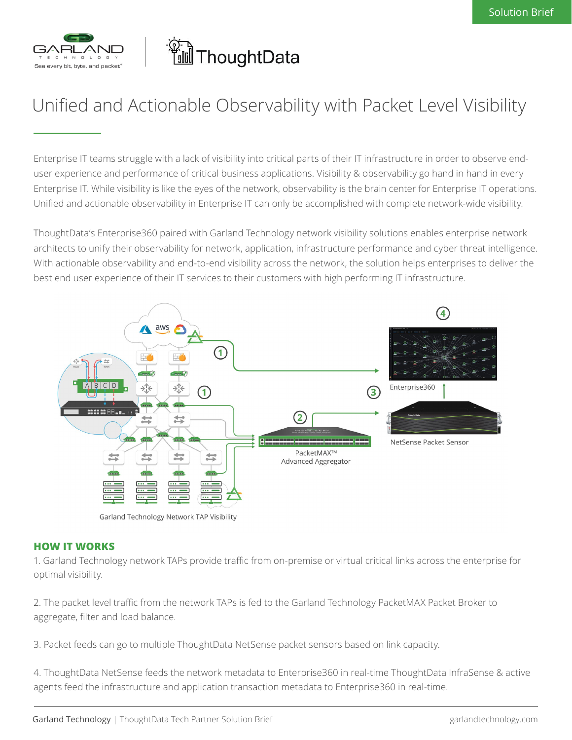Solution Brief

# Unified and Actionable Observability with Packet Level Visibility

Enterprise IT teams struggle with a lack of visibility into critical parts of their IT infrastructure in order to observe end-user experience and performance of critical business applications. Visibility & observability go hand in hand in every Enterprise IT. While visibility is like the eyes of the network, observability is the brain center for Enterprise IT operations. Unified and actionable observability in Enterprise IT can only be accomplished with complete network-wide visibility.

ThoughtData's Enterprise360 paired with Garland Technology network visibility solutions enables enterprise network architects to unify their observability for network, application, infrastructure performance and cyber threat intelligence. With actionable observability and end-to-end visibility across the network, the solution helps enterprises to deliver the best end user experience of their IT services to their customers with high performing IT infrastructure.

## HOW IT WORKS

1. Garland Technology network TAPs provide traffic from on-premise or virtual critical links across the enterprise for optimal visibility.

2. The packet level traffic from the network TAPs is fed to the Garland Technology PacketMAX Packet Broker to aggregate, filter and load balance.

3. Packet feeds can go to multiple ThoughtData NetSense packet sensors based on link capacity.

4. ThoughtData NetSense feeds the network metadata to Enterprise360 in real-time ThoughtData InfraSense & active agents feed the infrastructure and application transaction metadata to Enterprise360 in real-time.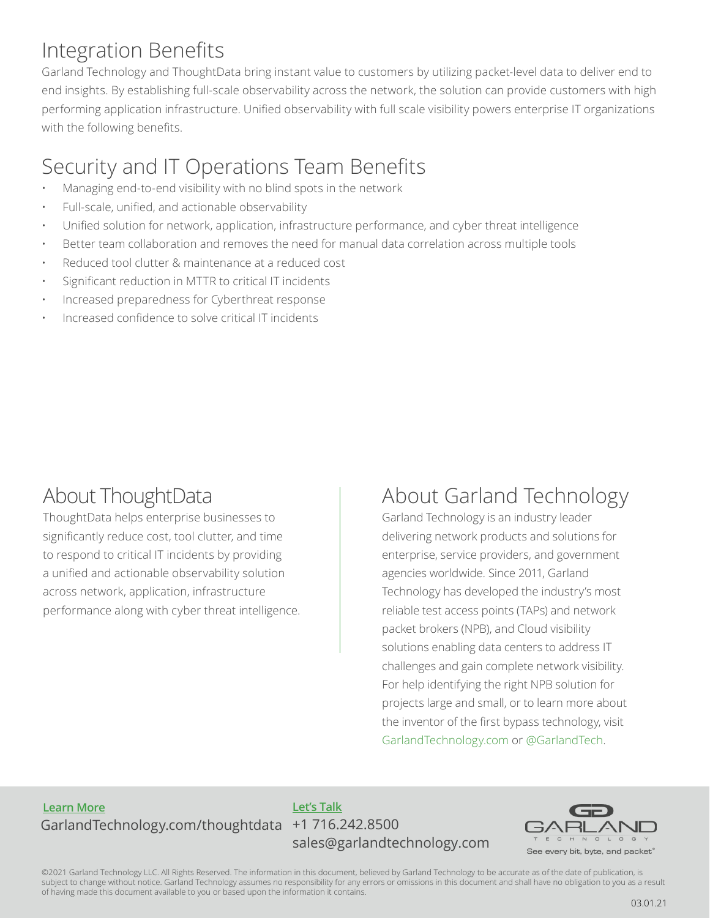## Integration Benefits

Garland Technology and ThoughtData bring instant value to customers by utilizing packet-level data to deliver end to end insights. By establishing full-scale observability across the network, the solution can provide customers with high performing application infrastructure. Unified observability with full scale visibility powers enterprise IT organizations with the following benefits.

## Security and IT Operations Team Benefits

- Managing end-to-end visibility with no blind spots in the network
- Full-scale, unified, and actionable observability
- Unified solution for network, application, infrastructure performance, and cyber threat intelligence
- Better team collaboration and removes the need for manual data correlation across multiple tools
- Reduced tool clutter & maintenance at a reduced cost
- Significant reduction in MTTR to critical IT incidents
- Increased preparedness for Cyberthreat response
- Increased confidence to solve critical IT incidents

## About ThoughtData

ThoughtData helps enterprise businesses to significantly reduce cost, tool clutter, and time to respond to critical IT incidents by providing a unified and actionable observability solution across network, application, infrastructure performance along with cyber threat intelligence.

## About Garland Technology

Garland Technology is an industry leader delivering network products and solutions for enterprise, service providers, and government agencies worldwide. Since 2011, Garland Technology has developed the industry's most reliable test access points (TAPs) and network packet brokers (NPB), and Cloud visibility solutions enabling data centers to address IT challenges and gain complete network visibility. For help identifying the right NPB solution for projects large and small, or to learn more about the inventor of the first bypass technology, visit GarlandTechnology.com or @GarlandTech.

**Learn More**

GarlandTechnology.com/thoughtdata

**Let's Talk**

+1 716.242.8500

sales@garlandtechnology.com

GARLAND TECHNOLOGY

See every bit, byte, and packet®

©2021 Garland Technology LLC. All Rights Reserved. The information in this document, believed by Garland Technology to be accurate as of the date of publication, is subject to change without notice. Garland Technology assumes no responsibility for any errors or omissions in this document and shall have no obligation to you as a result of having made this document available to you or based upon the information it contains.

03.01.21